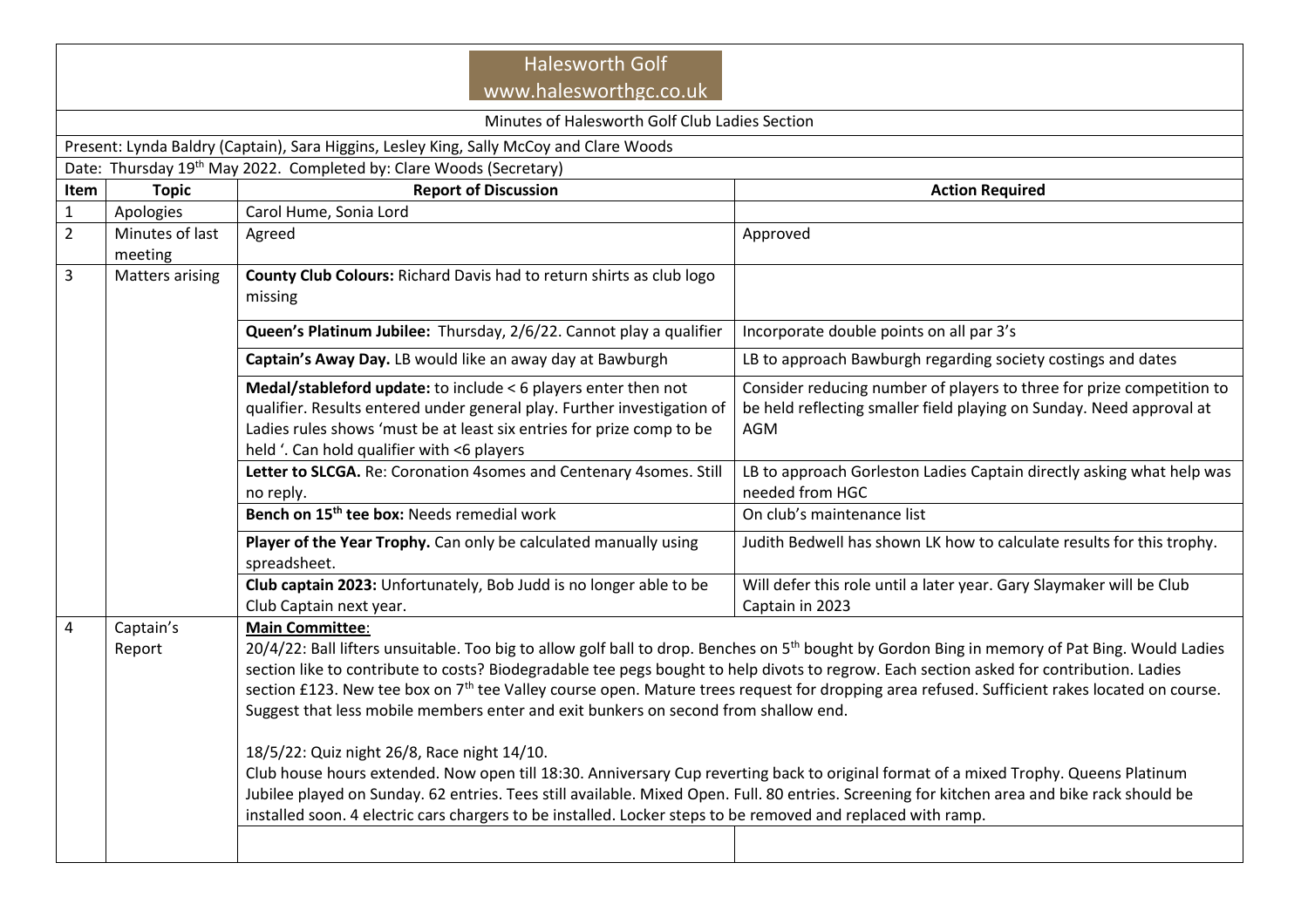# Halesworth Golf
www.halesworthgc.co.uk

Minutes of Halesworth Golf Club Ladies Section

Present: Lynda Baldry (Captain), Sara Higgins, Lesley King, Sally McCoy and Clare Woods

Date: Thursday 19th May 2022. Completed by: Clare Woods (Secretary)

| Item | Topic | Report of Discussion | Action Required |
|---|---|---|---|
| 1 | Apologies | Carol Hume, Sonia Lord | |
| 2 | Minutes of last meeting | Agreed | Approved |
| 3 | Matters arising | **County Club Colours:** Richard Davis had to return shirts as club logo missing | |
| | | **Queen's Platinum Jubilee:** Thursday, 2/6/22. Cannot play a qualifier | Incorporate double points on all par 3's |
| | | **Captain's Away Day.** LB would like an away day at Bawburgh | LB to approach Bawburgh regarding society costings and dates |
| | | **Medal/stableford update:** to include < 6 players enter then not qualifier. Results entered under general play. Further investigation of Ladies rules shows 'must be at least six entries for prize comp to be held '. Can hold qualifier with <6 players | Consider reducing number of players to three for prize competition to be held reflecting smaller field playing on Sunday. Need approval at AGM |
| | | **Letter to SLCGA.** Re: Coronation 4somes and Centenary 4somes. Still no reply. | LB to approach Gorleston Ladies Captain directly asking what help was needed from HGC |
| | | **Bench on 15th tee box:** Needs remedial work | On club's maintenance list |
| | | **Player of the Year Trophy.** Can only be calculated manually using spreadsheet. | Judith Bedwell has shown LK how to calculate results for this trophy. |
| | | **Club captain 2023:** Unfortunately, Bob Judd is no longer able to be Club Captain next year. | Will defer this role until a later year. Gary Slaymaker will be Club Captain in 2023 |
| 4 | Captain's Report | **Main Committee**:<br>20/4/22: Ball lifters unsuitable. Too big to allow golf ball to drop. Benches on 5th bought by Gordon Bing in memory of Pat Bing. Would Ladies section like to contribute to costs? Biodegradable tee pegs bought to help divots to regrow. Each section asked for contribution. Ladies section £123. New tee box on 7th tee Valley course open. Mature trees request for dropping area refused. Sufficient rakes located on course. Suggest that less mobile members enter and exit bunkers on second from shallow end.<br><br>18/5/22: Quiz night 26/8, Race night 14/10.<br>Club house hours extended. Now open till 18:30. Anniversary Cup reverting back to original format of a mixed Trophy. Queens Platinum Jubilee played on Sunday. 62 entries. Tees still available. Mixed Open. Full. 80 entries. Screening for kitchen area and bike rack should be installed soon. 4 electric cars chargers to be installed. Locker steps to be removed and replaced with ramp. | |
| | | | |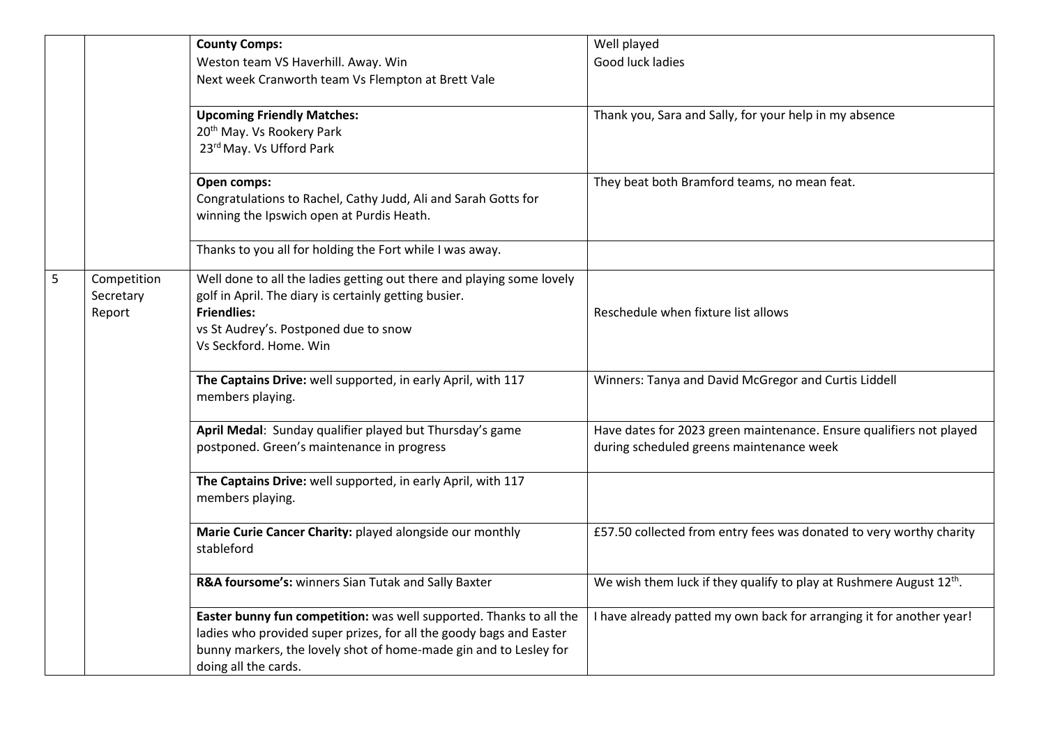|  |  |  |  |
|---|---|---|---|
|  |  | **County Comps:**<br>Weston team VS Haverhill. Away. Win<br>Next week Cranworth team Vs Flempton at Brett Vale | Well played<br>Good luck ladies |
|  |  | **Upcoming Friendly Matches:**<br>20th May. Vs Rookery Park<br>23rd May. Vs Ufford Park | Thank you, Sara and Sally, for your help in my absence |
|  |  | **Open comps:**<br>Congratulations to Rachel, Cathy Judd, Ali and Sarah Gotts for winning the Ipswich open at Purdis Heath. | They beat both Bramford teams, no mean feat. |
|  |  | Thanks to you all for holding the Fort while I was away. |  |
| 5 | Competition Secretary Report | Well done to all the ladies getting out there and playing some lovely golf in April. The diary is certainly getting busier.<br>**Friendlies:**<br>vs St Audrey's. Postponed due to snow<br>Vs Seckford. Home. Win | Reschedule when fixture list allows |
|  |  | **The Captains Drive:** well supported, in early April, with 117 members playing. | Winners: Tanya and David McGregor and Curtis Liddell |
|  |  | **April Medal**: Sunday qualifier played but Thursday's game postponed. Green's maintenance in progress | Have dates for 2023 green maintenance. Ensure qualifiers not played during scheduled greens maintenance week |
|  |  | **The Captains Drive:** well supported, in early April, with 117 members playing. |  |
|  |  | **Marie Curie Cancer Charity:** played alongside our monthly stableford | £57.50 collected from entry fees was donated to very worthy charity |
|  |  | **R&A foursome's:** winners Sian Tutak and Sally Baxter | We wish them luck if they qualify to play at Rushmere August 12th. |
|  |  | **Easter bunny fun competition:** was well supported. Thanks to all the ladies who provided super prizes, for all the goody bags and Easter bunny markers, the lovely shot of home-made gin and to Lesley for doing all the cards. | I have already patted my own back for arranging it for another year! |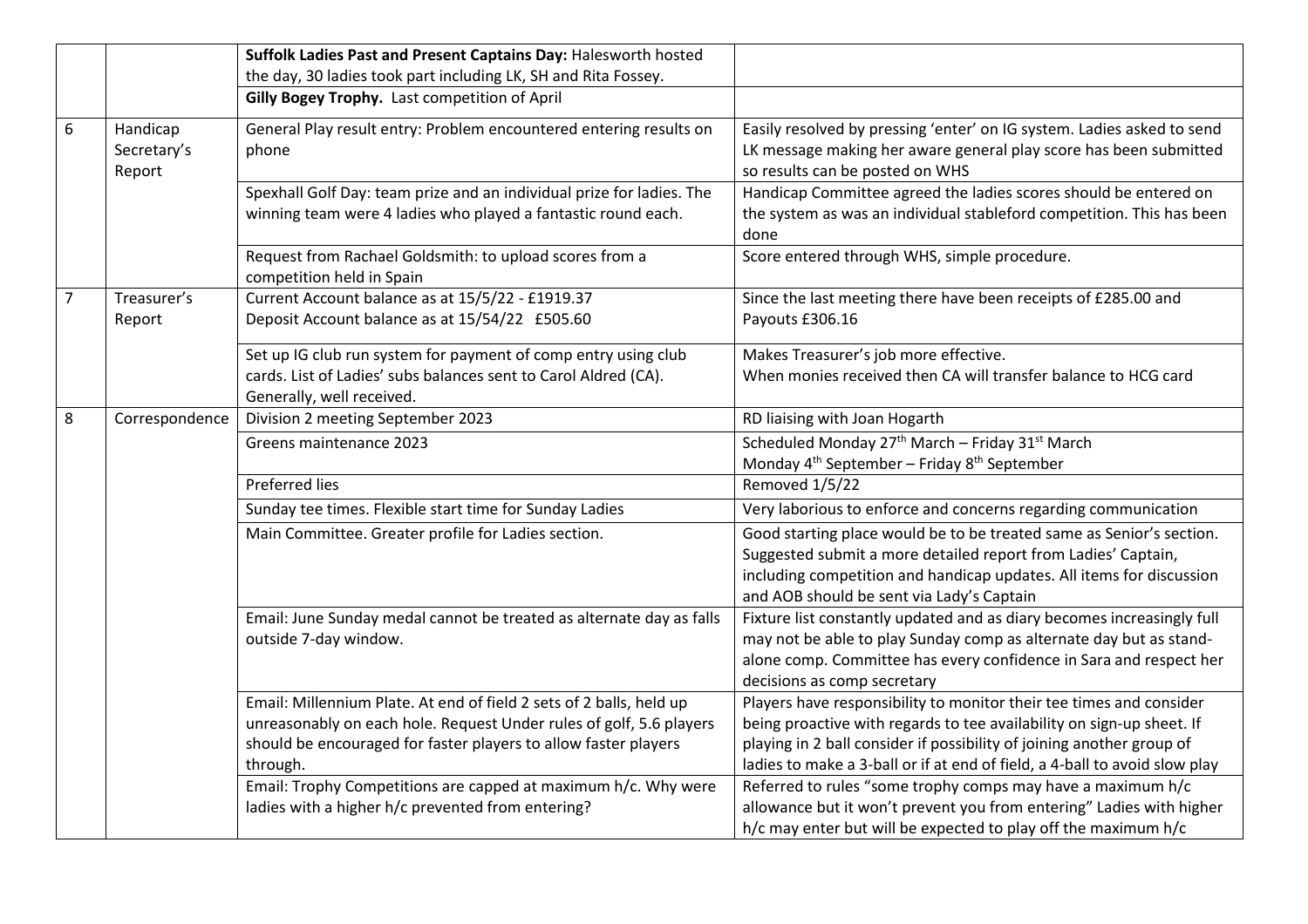| | | | |
|---|---|---|---|
| | | **Suffolk Ladies Past and Present Captains Day:** Halesworth hosted the day, 30 ladies took part including LK, SH and Rita Fossey. | |
| | | **Gilly Bogey Trophy.** Last competition of April | |
| 6 | Handicap Secretary's Report | General Play result entry: Problem encountered entering results on phone | Easily resolved by pressing 'enter' on IG system. Ladies asked to send LK message making her aware general play score has been submitted so results can be posted on WHS |
| | | Spexhall Golf Day: team prize and an individual prize for ladies. The winning team were 4 ladies who played a fantastic round each. | Handicap Committee agreed the ladies scores should be entered on the system as was an individual stableford competition. This has been done |
| | | Request from Rachael Goldsmith: to upload scores from a competition held in Spain | Score entered through WHS, simple procedure. |
| 7 | Treasurer's Report | Current Account balance as at 15/5/22 - £1919.37<br>Deposit Account balance as at 15/54/22 £505.60 | Since the last meeting there have been receipts of £285.00 and Payouts £306.16 |
| | | Set up IG club run system for payment of comp entry using club cards. List of Ladies' subs balances sent to Carol Aldred (CA). Generally, well received. | Makes Treasurer's job more effective.<br>When monies received then CA will transfer balance to HCG card |
| 8 | Correspondence | Division 2 meeting September 2023 | RD liaising with Joan Hogarth |
| | | Greens maintenance 2023 | Scheduled Monday 27th March – Friday 31st March<br>Monday 4th September – Friday 8th September |
| | | Preferred lies | Removed 1/5/22 |
| | | Sunday tee times. Flexible start time for Sunday Ladies | Very laborious to enforce and concerns regarding communication |
| | | Main Committee. Greater profile for Ladies section. | Good starting place would be to be treated same as Senior's section. Suggested submit a more detailed report from Ladies' Captain, including competition and handicap updates. All items for discussion and AOB should be sent via Lady's Captain |
| | | Email: June Sunday medal cannot be treated as alternate day as falls outside 7-day window. | Fixture list constantly updated and as diary becomes increasingly full may not be able to play Sunday comp as alternate day but as stand-alone comp. Committee has every confidence in Sara and respect her decisions as comp secretary |
| | | Email: Millennium Plate. At end of field 2 sets of 2 balls, held up unreasonably on each hole. Request Under rules of golf, 5.6 players should be encouraged for faster players to allow faster players through. | Players have responsibility to monitor their tee times and consider being proactive with regards to tee availability on sign-up sheet. If playing in 2 ball consider if possibility of joining another group of ladies to make a 3-ball or if at end of field, a 4-ball to avoid slow play |
| | | Email: Trophy Competitions are capped at maximum h/c. Why were ladies with a higher h/c prevented from entering? | Referred to rules "some trophy comps may have a maximum h/c allowance but it won't prevent you from entering" Ladies with higher h/c may enter but will be expected to play off the maximum h/c |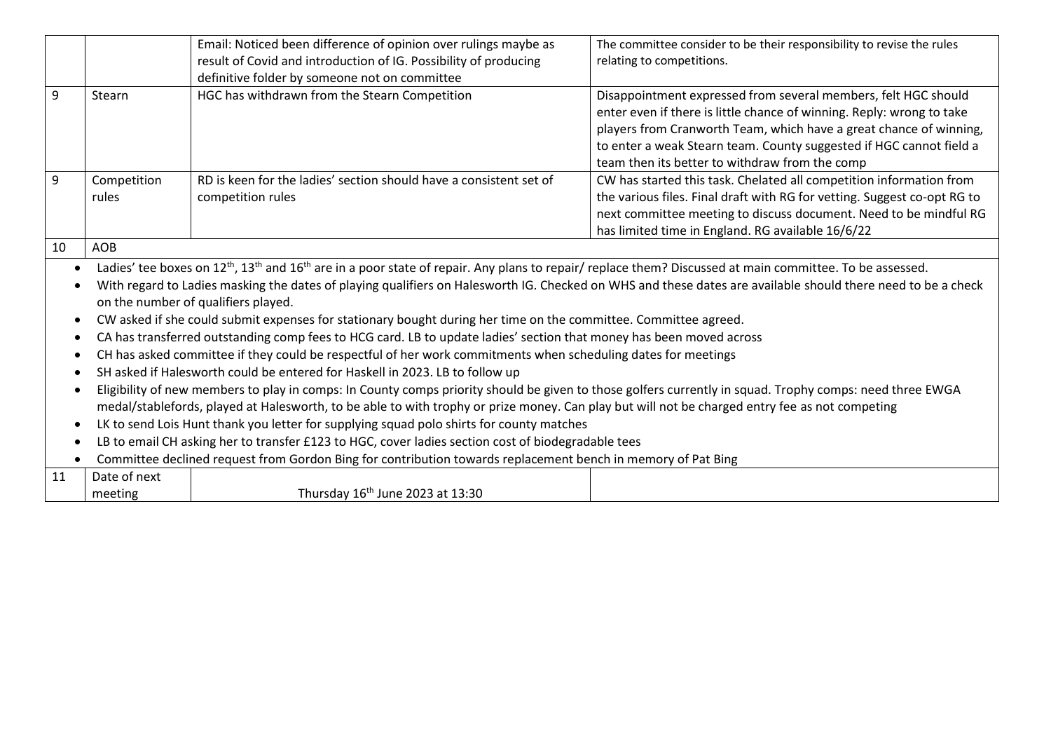| | | | |
|---|---|---|---|
| | | Email: Noticed been difference of opinion over rulings maybe as result of Covid and introduction of IG. Possibility of producing definitive folder by someone not on committee | The committee consider to be their responsibility to revise the rules relating to competitions. |
| 9 | Stearn | HGC has withdrawn from the Stearn Competition | Disappointment expressed from several members, felt HGC should enter even if there is little chance of winning. Reply: wrong to take players from Cranworth Team, which have a great chance of winning, to enter a weak Stearn team. County suggested if HGC cannot field a team then its better to withdraw from the comp |
| 9 | Competition rules | RD is keen for the ladies' section should have a consistent set of competition rules | CW has started this task. Chelated all competition information from the various files. Final draft with RG for vetting. Suggest co-opt RG to next committee meeting to discuss document. Need to be mindful RG has limited time in England. RG available 16/6/22 |
| 10 | AOB | | |

- Ladies' tee boxes on 12th, 13th and 16th are in a poor state of repair. Any plans to repair/ replace them? Discussed at main committee. To be assessed.
- With regard to Ladies masking the dates of playing qualifiers on Halesworth IG. Checked on WHS and these dates are available should there need to be a check on the number of qualifiers played.
- CW asked if she could submit expenses for stationary bought during her time on the committee. Committee agreed.
- CA has transferred outstanding comp fees to HCG card. LB to update ladies' section that money has been moved across
- CH has asked committee if they could be respectful of her work commitments when scheduling dates for meetings
- SH asked if Halesworth could be entered for Haskell in 2023. LB to follow up
- Eligibility of new members to play in comps: In County comps priority should be given to those golfers currently in squad. Trophy comps: need three EWGA medal/stablefords, played at Halesworth, to be able to with trophy or prize money. Can play but will not be charged entry fee as not competing
- LK to send Lois Hunt thank you letter for supplying squad polo shirts for county matches
- LB to email CH asking her to transfer £123 to HGC, cover ladies section cost of biodegradable tees
- Committee declined request from Gordon Bing for contribution towards replacement bench in memory of Pat Bing

| | | | |
|---|---|---|---|
| 11 | Date of next meeting | Thursday 16th June 2023 at 13:30 | |